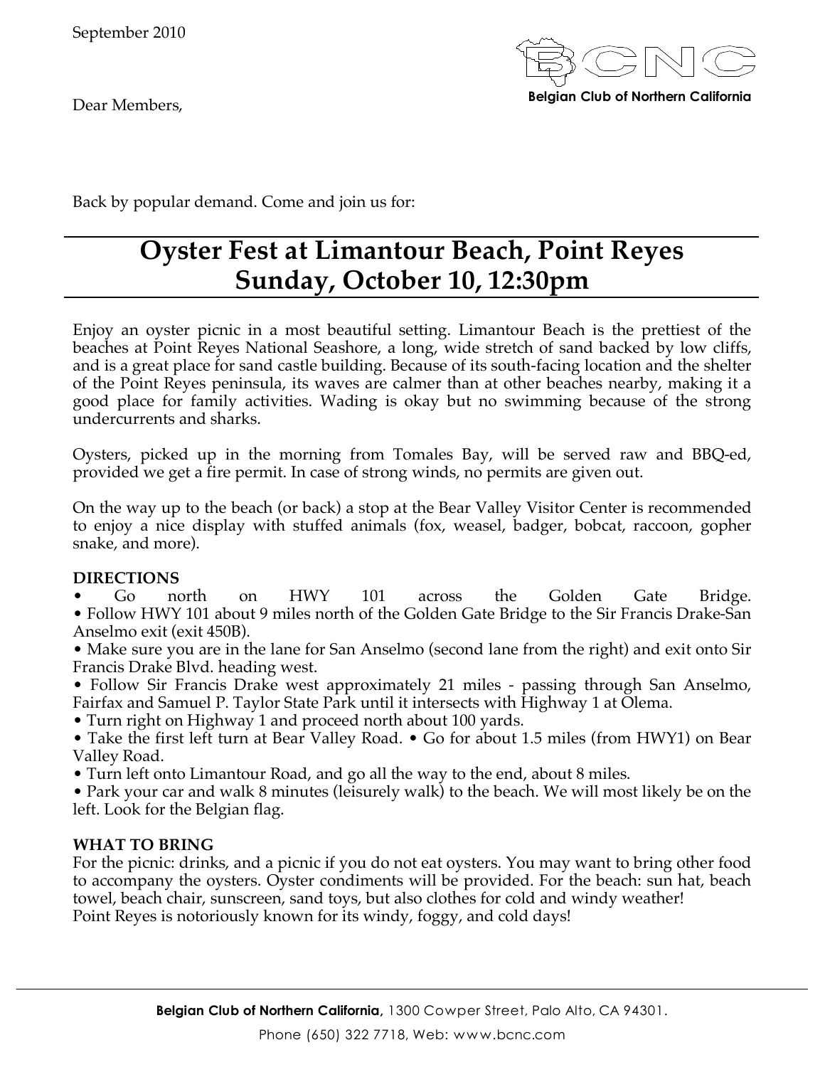September 2010

**Belgian Club of Northern California**

Dear Members,

Back by popular demand. Come and join us for:

# Oyster Fest at Limantour Beach, Point Reyes
# Sunday, October 10, 12:30pm

Enjoy an oyster picnic in a most beautiful setting. Limantour Beach is the prettiest of the beaches at Point Reyes National Seashore, a long, wide stretch of sand backed by low cliffs, and is a great place for sand castle building. Because of its south-facing location and the shelter of the Point Reyes peninsula, its waves are calmer than at other beaches nearby, making it a good place for family activities. Wading is okay but no swimming because of the strong undercurrents and sharks.

Oysters, picked up in the morning from Tomales Bay, will be served raw and BBQ-ed, provided we get a fire permit. In case of strong winds, no permits are given out.

On the way up to the beach (or back) a stop at the Bear Valley Visitor Center is recommended to enjoy a nice display with stuffed animals (fox, weasel, badger, bobcat, raccoon, gopher snake, and more).

**DIRECTIONS**

- Go north on HWY 101 across the Golden Gate Bridge.
- Follow HWY 101 about 9 miles north of the Golden Gate Bridge to the Sir Francis Drake-San Anselmo exit (exit 450B).
- Make sure you are in the lane for San Anselmo (second lane from the right) and exit onto Sir Francis Drake Blvd. heading west.
- Follow Sir Francis Drake west approximately 21 miles - passing through San Anselmo, Fairfax and Samuel P. Taylor State Park until it intersects with Highway 1 at Olema.
- Turn right on Highway 1 and proceed north about 100 yards.
- Take the first left turn at Bear Valley Road. • Go for about 1.5 miles (from HWY1) on Bear Valley Road.
- Turn left onto Limantour Road, and go all the way to the end, about 8 miles.
- Park your car and walk 8 minutes (leisurely walk) to the beach. We will most likely be on the left. Look for the Belgian flag.

**WHAT TO BRING**

For the picnic: drinks, and a picnic if you do not eat oysters. You may want to bring other food to accompany the oysters. Oyster condiments will be provided. For the beach: sun hat, beach towel, beach chair, sunscreen, sand toys, but also clothes for cold and windy weather!
Point Reyes is notoriously known for its windy, foggy, and cold days!

**Belgian Club of Northern California,** 1300 Cowper Street, Palo Alto, CA 94301.
Phone (650) 322 7718, Web: www.bcnc.com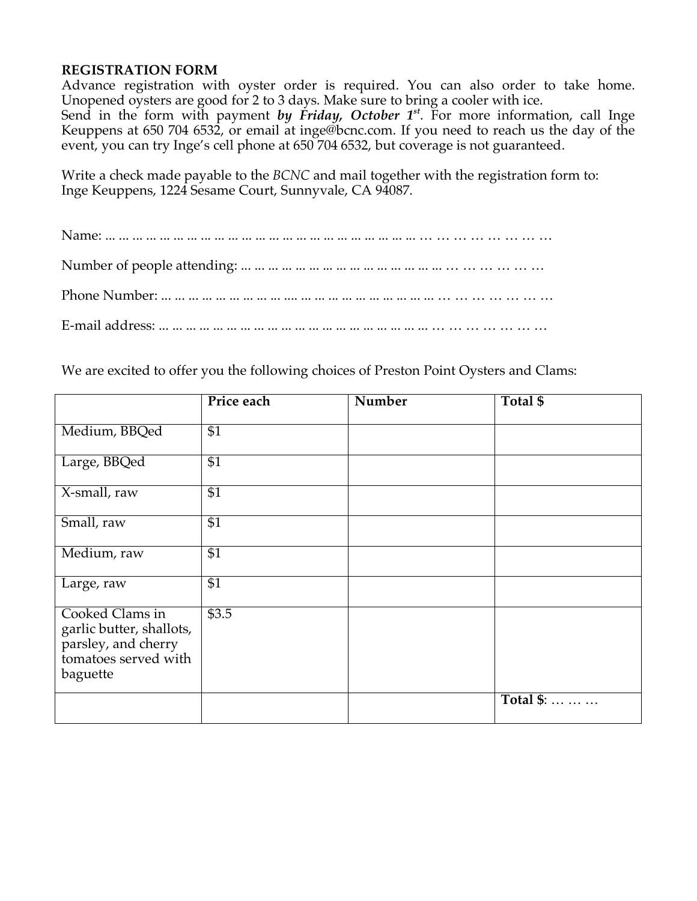**REGISTRATION FORM**

Advance registration with oyster order is required. You can also order to take home. Unopened oysters are good for 2 to 3 days. Make sure to bring a cooler with ice.

Send in the form with payment ***by Friday, October 1st***. For more information, call Inge Keuppens at 650 704 6532, or email at inge@bcnc.com. If you need to reach us the day of the event, you can try Inge's cell phone at 650 704 6532, but coverage is not guaranteed.

Write a check made payable to the *BCNC* and mail together with the registration form to:
Inge Keuppens, 1224 Sesame Court, Sunnyvale, CA 94087.

Name: ... ... ... ... ... ... ... ... ... ... ... ... ... ... ... ... ... ... ... ... ... ... ... … … … … … … … …

Number of people attending: ... ... ... ... ... ... ... ... ... ... ... ... ... ... ... … … … … … …

Phone Number: ... ... ... ... ... ... ... ... ... .... ... ... ... ... ... ... ... ... ... ... ... … … … … … … …

E-mail address: ... ... ... ... ... ... ... ... ... ... ... ... ... ... ... ... ... ... ... ... … … … … … … …

We are excited to offer you the following choices of Preston Point Oysters and Clams:

| | Price each | Number | Total $ |
|---|---|---|---|
| Medium, BBQed | $1 | | |
| Large, BBQed | $1 | | |
| X-small, raw | $1 | | |
| Small, raw | $1 | | |
| Medium, raw | $1 | | |
| Large, raw | $1 | | |
| Cooked Clams in garlic butter, shallots, parsley, and cherry tomatoes served with baguette | $3.5 | | |
| | | | **Total $**: … … … |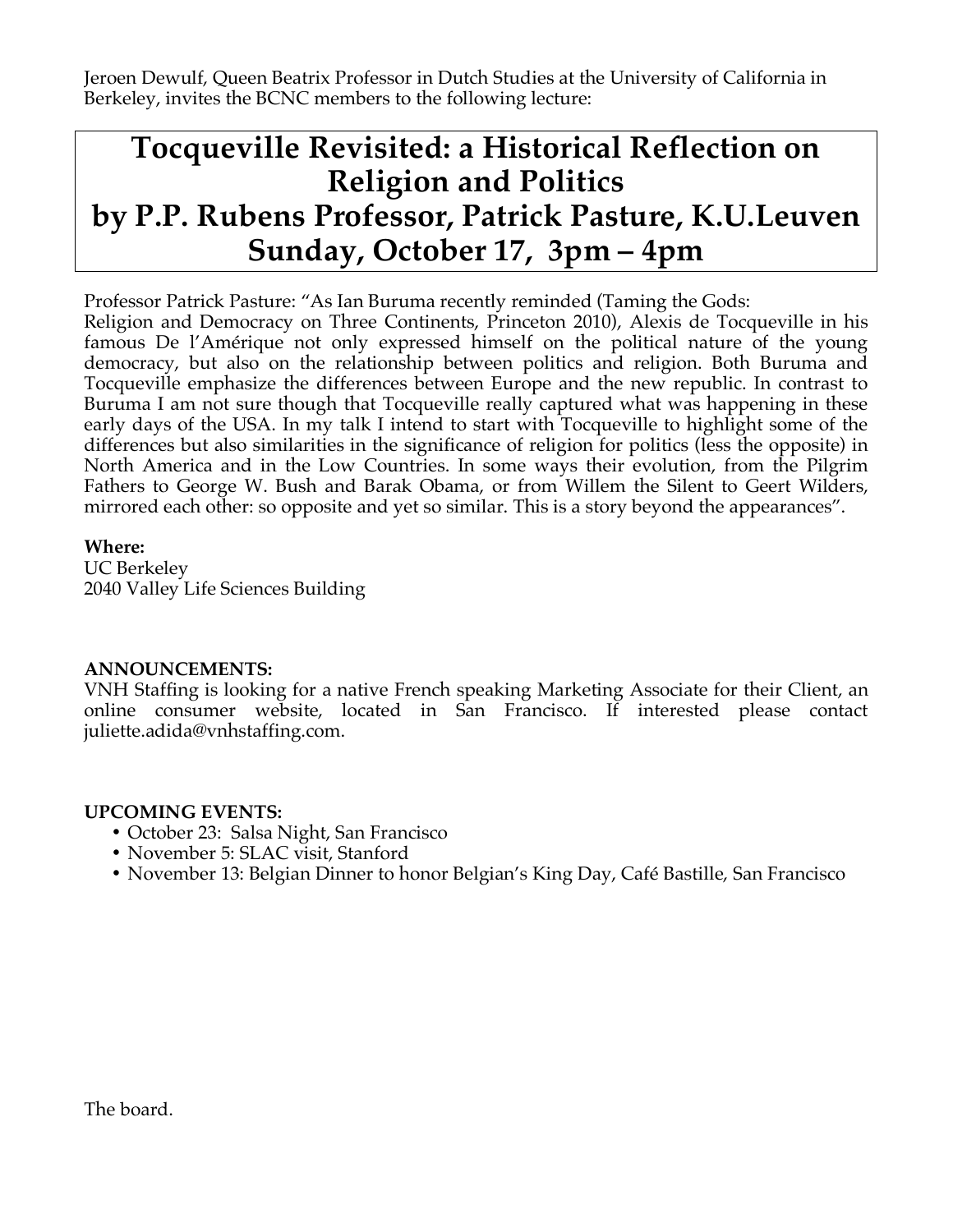Jeroen Dewulf, Queen Beatrix Professor in Dutch Studies at the University of California in Berkeley, invites the BCNC members to the following lecture:

# Tocqueville Revisited: a Historical Reflection on Religion and Politics
# by P.P. Rubens Professor, Patrick Pasture, K.U.Leuven
# Sunday, October 17, 3pm – 4pm

Professor Patrick Pasture: "As Ian Buruma recently reminded (Taming the Gods: Religion and Democracy on Three Continents, Princeton 2010), Alexis de Tocqueville in his famous De l'Amérique not only expressed himself on the political nature of the young democracy, but also on the relationship between politics and religion. Both Buruma and Tocqueville emphasize the differences between Europe and the new republic. In contrast to Buruma I am not sure though that Tocqueville really captured what was happening in these early days of the USA. In my talk I intend to start with Tocqueville to highlight some of the differences but also similarities in the significance of religion for politics (less the opposite) in North America and in the Low Countries. In some ways their evolution, from the Pilgrim Fathers to George W. Bush and Barak Obama, or from Willem the Silent to Geert Wilders, mirrored each other: so opposite and yet so similar. This is a story beyond the appearances".

**Where:**
UC Berkeley
2040 Valley Life Sciences Building

**ANNOUNCEMENTS:**
VNH Staffing is looking for a native French speaking Marketing Associate for their Client, an online consumer website, located in San Francisco. If interested please contact juliette.adida@vnhstaffing.com.

**UPCOMING EVENTS:**

- October 23: Salsa Night, San Francisco
- November 5: SLAC visit, Stanford
- November 13: Belgian Dinner to honor Belgian's King Day, Café Bastille, San Francisco

The board.